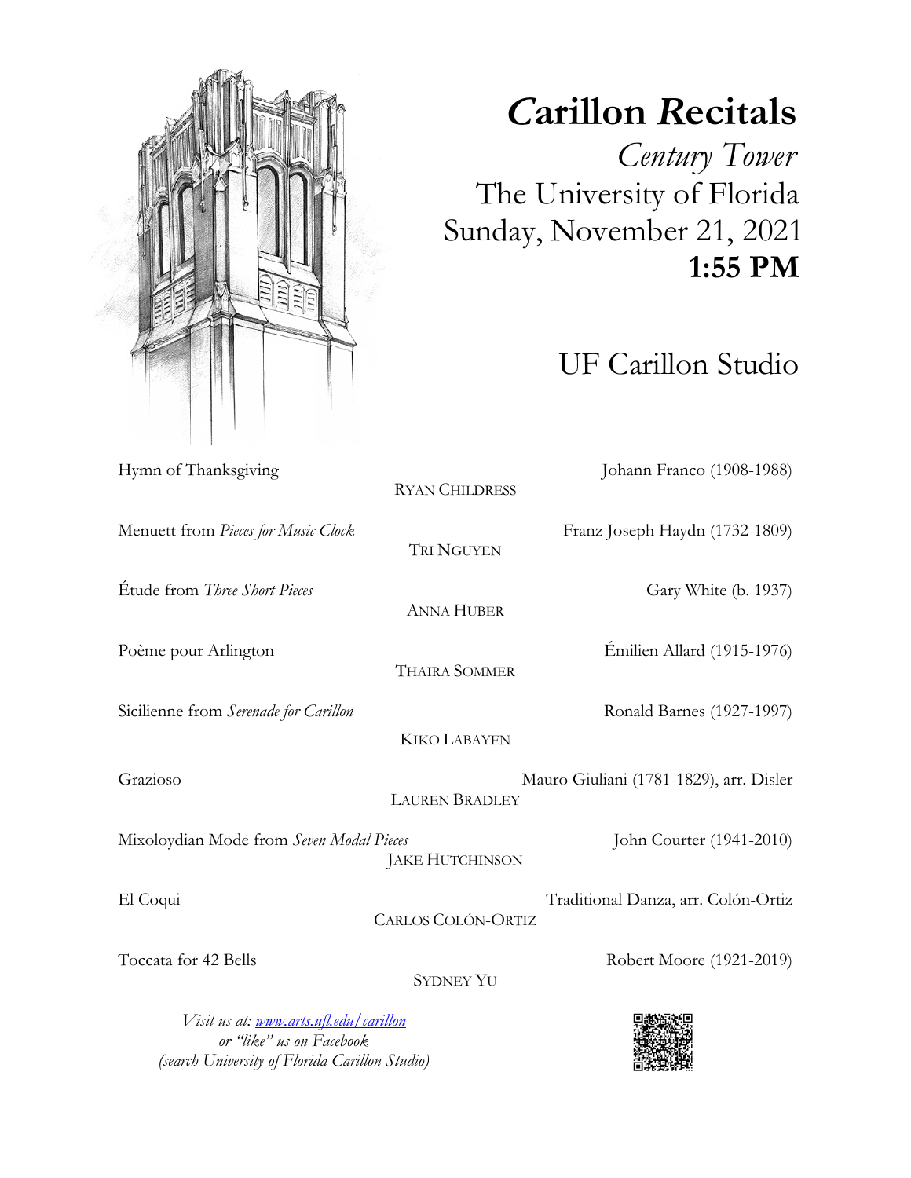# *C*arillon *R*ecitals

*Century Tower*

The University of Florida

Sunday, November 21, 2021

**1:55 PM**

## UF Carillon Studio

Hymn of Thanksgiving — Johann Franco (1908-1988)
RYAN CHILDRESS

Menuett from *Pieces for Music Clock* — Franz Joseph Haydn (1732-1809)
TRI NGUYEN

Étude from *Three Short Pieces* — Gary White (b. 1937)
ANNA HUBER

Poème pour Arlington — Émilien Allard (1915-1976)
THAIRA SOMMER

Sicilienne from *Serenade for Carillon* — Ronald Barnes (1927-1997)
KIKO LABAYEN

Grazioso — Mauro Giuliani (1781-1829), arr. Disler
LAUREN BRADLEY

Mixoloydian Mode from *Seven Modal Pieces* — John Courter (1941-2010)
JAKE HUTCHINSON

El Coqui — Traditional Danza, arr. Colón-Ortiz
CARLOS COLÓN-ORTIZ

Toccata for 42 Bells — Robert Moore (1921-2019)
SYDNEY YU

*Visit us at: [www.arts.ufl.edu/carillon](http://www.arts.ufl.edu/carillon)*
*or "like" us on Facebook*
*(search University of Florida Carillon Studio)*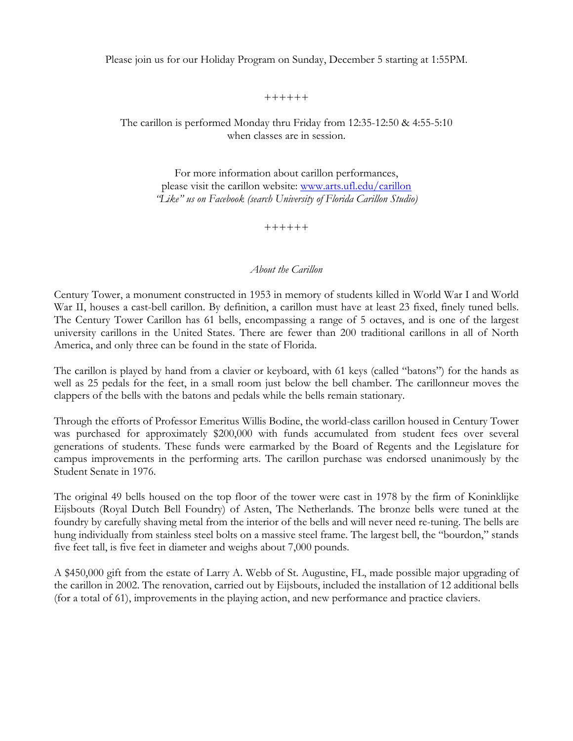Please join us for our Holiday Program on Sunday, December 5 starting at 1:55PM.

++++++

The carillon is performed Monday thru Friday from 12:35-12:50 & 4:55-5:10
when classes are in session.

For more information about carillon performances,
please visit the carillon website: [www.arts.ufl.edu/carillon](http://www.arts.ufl.edu/carillon)
*"Like" us on Facebook (search University of Florida Carillon Studio)*

++++++

## *About the Carillon*

Century Tower, a monument constructed in 1953 in memory of students killed in World War I and World War II, houses a cast-bell carillon. By definition, a carillon must have at least 23 fixed, finely tuned bells. The Century Tower Carillon has 61 bells, encompassing a range of 5 octaves, and is one of the largest university carillons in the United States. There are fewer than 200 traditional carillons in all of North America, and only three can be found in the state of Florida.

The carillon is played by hand from a clavier or keyboard, with 61 keys (called "batons") for the hands as well as 25 pedals for the feet, in a small room just below the bell chamber. The carillonneur moves the clappers of the bells with the batons and pedals while the bells remain stationary.

Through the efforts of Professor Emeritus Willis Bodine, the world-class carillon housed in Century Tower was purchased for approximately $200,000 with funds accumulated from student fees over several generations of students. These funds were earmarked by the Board of Regents and the Legislature for campus improvements in the performing arts. The carillon purchase was endorsed unanimously by the Student Senate in 1976.

The original 49 bells housed on the top floor of the tower were cast in 1978 by the firm of Koninklijke Eijsbouts (Royal Dutch Bell Foundry) of Asten, The Netherlands. The bronze bells were tuned at the foundry by carefully shaving metal from the interior of the bells and will never need re-tuning. The bells are hung individually from stainless steel bolts on a massive steel frame. The largest bell, the "bourdon," stands five feet tall, is five feet in diameter and weighs about 7,000 pounds.

A $450,000 gift from the estate of Larry A. Webb of St. Augustine, FL, made possible major upgrading of the carillon in 2002. The renovation, carried out by Eijsbouts, included the installation of 12 additional bells (for a total of 61), improvements in the playing action, and new performance and practice claviers.